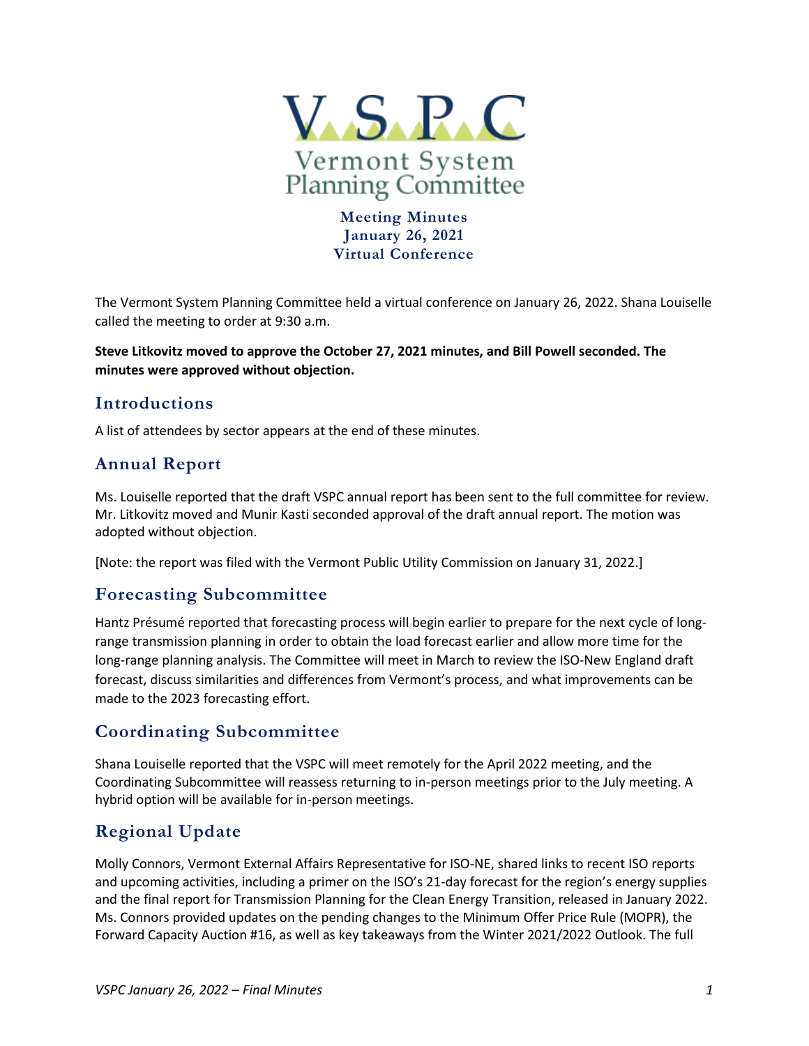# V S P C

Vermont System Planning Committee

**Meeting Minutes**
**January 26, 2021**
**Virtual Conference**

The Vermont System Planning Committee held a virtual conference on January 26, 2022. Shana Louiselle called the meeting to order at 9:30 a.m.

**Steve Litkovitz moved to approve the October 27, 2021 minutes, and Bill Powell seconded. The minutes were approved without objection.**

## Introductions

A list of attendees by sector appears at the end of these minutes.

## Annual Report

Ms. Louiselle reported that the draft VSPC annual report has been sent to the full committee for review. Mr. Litkovitz moved and Munir Kasti seconded approval of the draft annual report. The motion was adopted without objection.

[Note: the report was filed with the Vermont Public Utility Commission on January 31, 2022.]

## Forecasting Subcommittee

Hantz Présumé reported that forecasting process will begin earlier to prepare for the next cycle of long-range transmission planning in order to obtain the load forecast earlier and allow more time for the long-range planning analysis. The Committee will meet in March to review the ISO-New England draft forecast, discuss similarities and differences from Vermont's process, and what improvements can be made to the 2023 forecasting effort.

## Coordinating Subcommittee

Shana Louiselle reported that the VSPC will meet remotely for the April 2022 meeting, and the Coordinating Subcommittee will reassess returning to in-person meetings prior to the July meeting. A hybrid option will be available for in-person meetings.

## Regional Update

Molly Connors, Vermont External Affairs Representative for ISO-NE, shared links to recent ISO reports and upcoming activities, including a primer on the ISO's 21-day forecast for the region's energy supplies and the final report for Transmission Planning for the Clean Energy Transition, released in January 2022. Ms. Connors provided updates on the pending changes to the Minimum Offer Price Rule (MOPR), the Forward Capacity Auction #16, as well as key takeaways from the Winter 2021/2022 Outlook. The full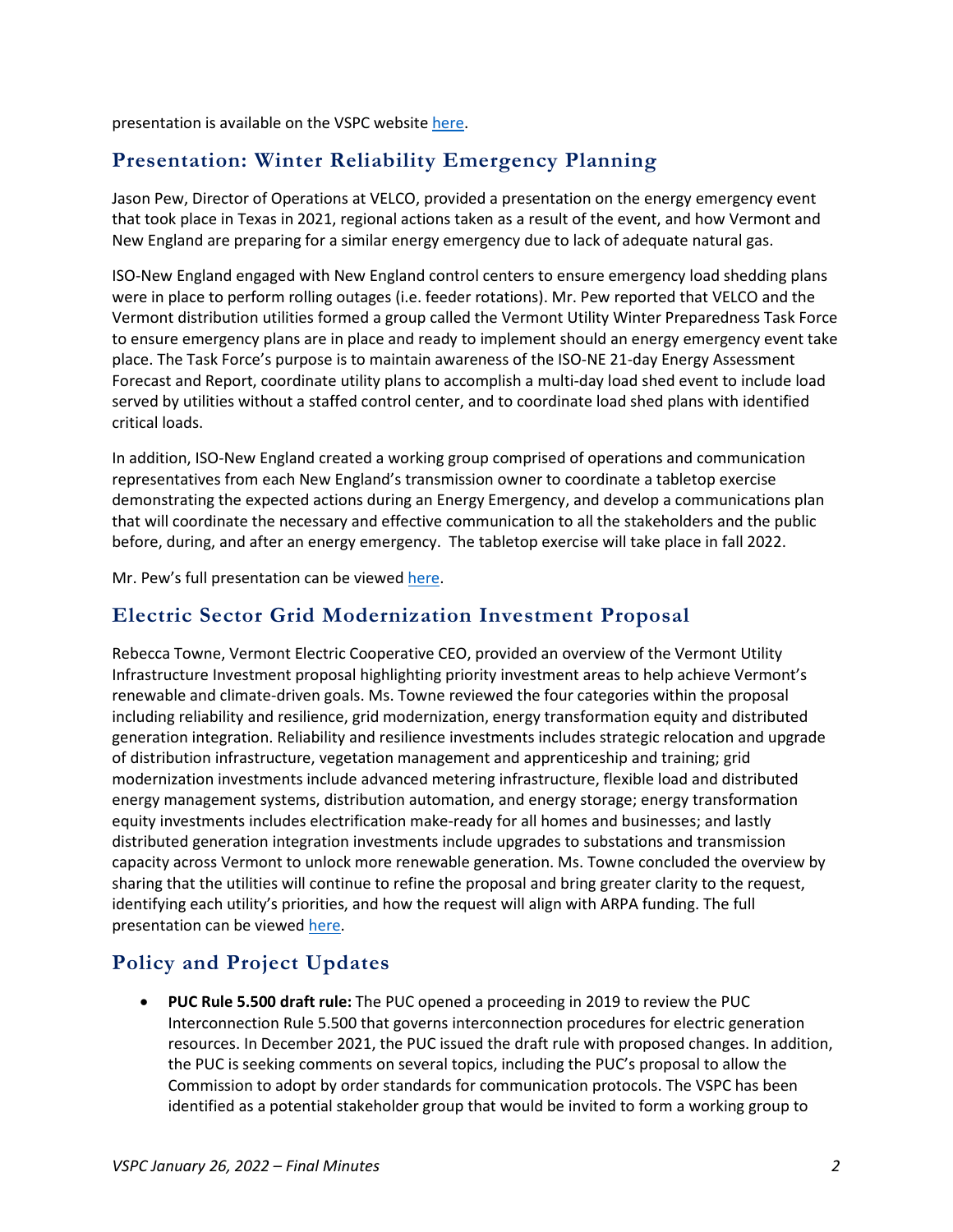presentation is available on the VSPC website here.

## Presentation: Winter Reliability Emergency Planning

Jason Pew, Director of Operations at VELCO, provided a presentation on the energy emergency event that took place in Texas in 2021, regional actions taken as a result of the event, and how Vermont and New England are preparing for a similar energy emergency due to lack of adequate natural gas.

ISO-New England engaged with New England control centers to ensure emergency load shedding plans were in place to perform rolling outages (i.e. feeder rotations). Mr. Pew reported that VELCO and the Vermont distribution utilities formed a group called the Vermont Utility Winter Preparedness Task Force to ensure emergency plans are in place and ready to implement should an energy emergency event take place. The Task Force's purpose is to maintain awareness of the ISO-NE 21-day Energy Assessment Forecast and Report, coordinate utility plans to accomplish a multi-day load shed event to include load served by utilities without a staffed control center, and to coordinate load shed plans with identified critical loads.

In addition, ISO-New England created a working group comprised of operations and communication representatives from each New England's transmission owner to coordinate a tabletop exercise demonstrating the expected actions during an Energy Emergency, and develop a communications plan that will coordinate the necessary and effective communication to all the stakeholders and the public before, during, and after an energy emergency. The tabletop exercise will take place in fall 2022.

Mr. Pew's full presentation can be viewed here.

## Electric Sector Grid Modernization Investment Proposal

Rebecca Towne, Vermont Electric Cooperative CEO, provided an overview of the Vermont Utility Infrastructure Investment proposal highlighting priority investment areas to help achieve Vermont's renewable and climate-driven goals. Ms. Towne reviewed the four categories within the proposal including reliability and resilience, grid modernization, energy transformation equity and distributed generation integration. Reliability and resilience investments includes strategic relocation and upgrade of distribution infrastructure, vegetation management and apprenticeship and training; grid modernization investments include advanced metering infrastructure, flexible load and distributed energy management systems, distribution automation, and energy storage; energy transformation equity investments includes electrification make-ready for all homes and businesses; and lastly distributed generation integration investments include upgrades to substations and transmission capacity across Vermont to unlock more renewable generation. Ms. Towne concluded the overview by sharing that the utilities will continue to refine the proposal and bring greater clarity to the request, identifying each utility's priorities, and how the request will align with ARPA funding. The full presentation can be viewed here.

## Policy and Project Updates

- **PUC Rule 5.500 draft rule:** The PUC opened a proceeding in 2019 to review the PUC Interconnection Rule 5.500 that governs interconnection procedures for electric generation resources. In December 2021, the PUC issued the draft rule with proposed changes. In addition, the PUC is seeking comments on several topics, including the PUC's proposal to allow the Commission to adopt by order standards for communication protocols. The VSPC has been identified as a potential stakeholder group that would be invited to form a working group to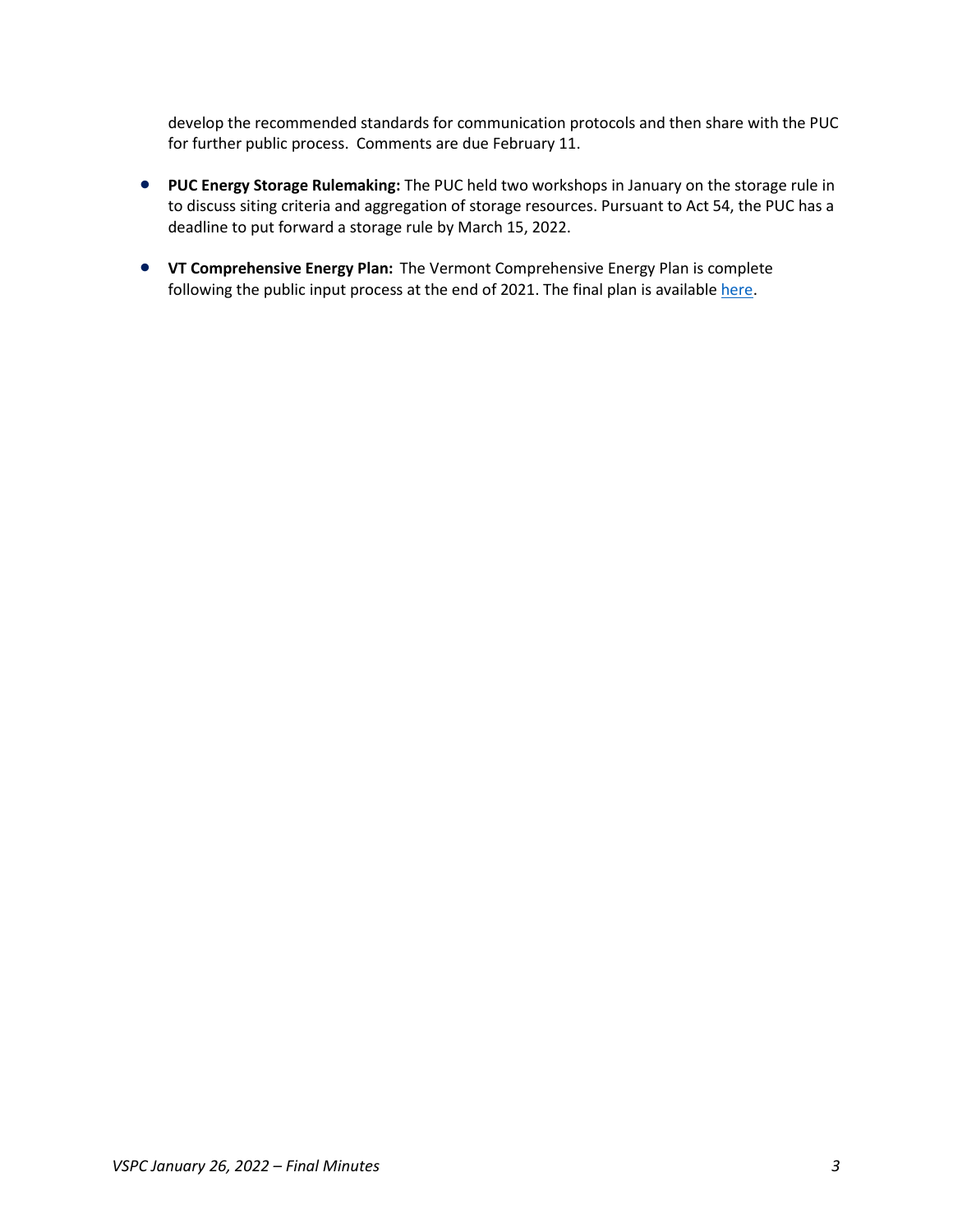develop the recommended standards for communication protocols and then share with the PUC for further public process. Comments are due February 11.

- **PUC Energy Storage Rulemaking:** The PUC held two workshops in January on the storage rule in to discuss siting criteria and aggregation of storage resources. Pursuant to Act 54, the PUC has a deadline to put forward a storage rule by March 15, 2022.

- **VT Comprehensive Energy Plan:** The Vermont Comprehensive Energy Plan is complete following the public input process at the end of 2021. The final plan is available here.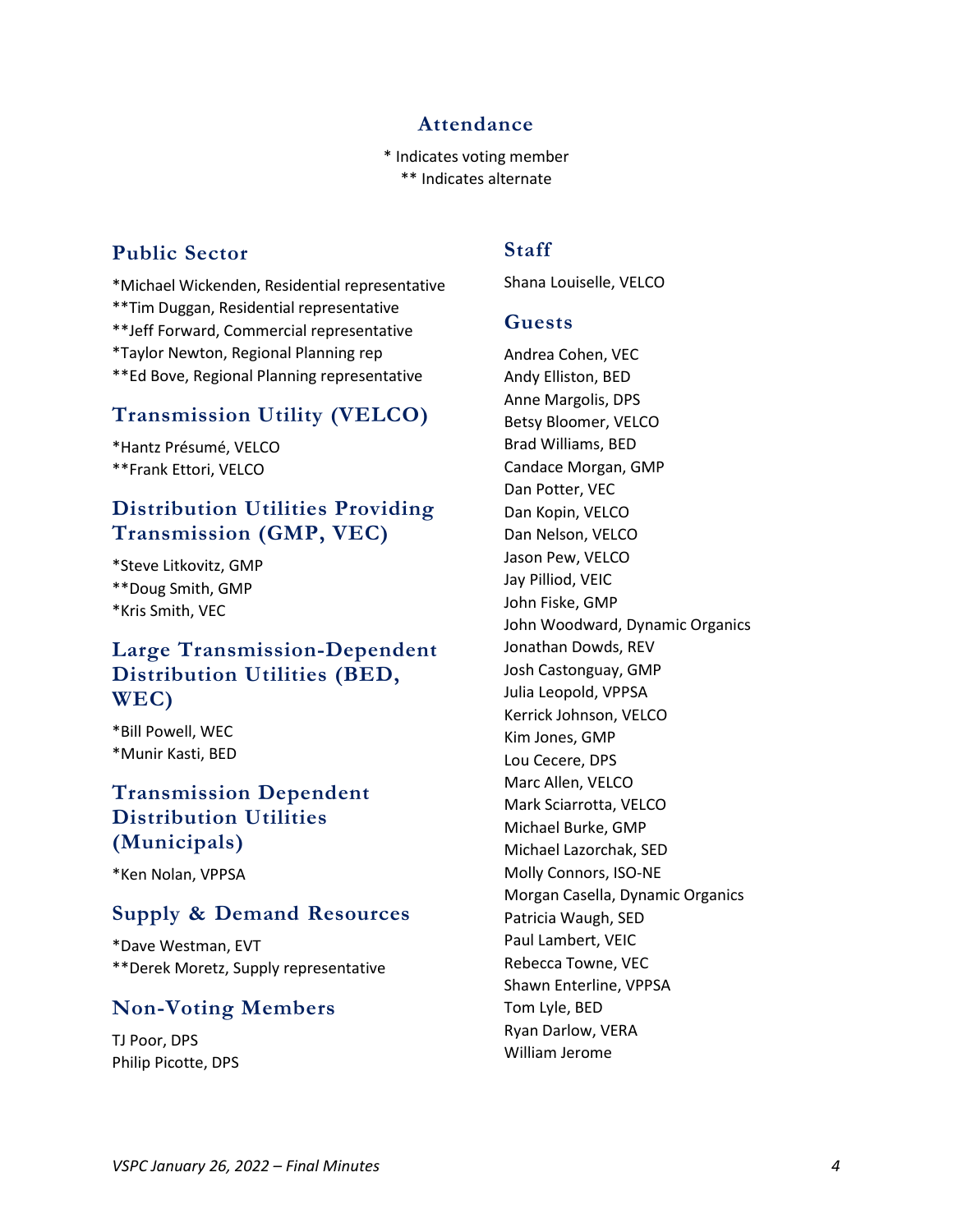## Attendance

\* Indicates voting member
\*\* Indicates alternate

### Public Sector

*Michael Wickenden, Residential representative
**Tim Duggan, Residential representative
**Jeff Forward, Commercial representative
*Taylor Newton, Regional Planning rep
**Ed Bove, Regional Planning representative

### Transmission Utility (VELCO)

*Hantz Présumé, VELCO
**Frank Ettori, VELCO

### Distribution Utilities Providing Transmission (GMP, VEC)

*Steve Litkovitz, GMP
**Doug Smith, GMP
*Kris Smith, VEC

### Large Transmission-Dependent Distribution Utilities (BED, WEC)

*Bill Powell, WEC
*Munir Kasti, BED

### Transmission Dependent Distribution Utilities (Municipals)

*Ken Nolan, VPPSA

### Supply & Demand Resources

*Dave Westman, EVT
**Derek Moretz, Supply representative

### Non-Voting Members

TJ Poor, DPS
Philip Picotte, DPS

### Staff

Shana Louiselle, VELCO

### Guests

Andrea Cohen, VEC
Andy Elliston, BED
Anne Margolis, DPS
Betsy Bloomer, VELCO
Brad Williams, BED
Candace Morgan, GMP
Dan Potter, VEC
Dan Kopin, VELCO
Dan Nelson, VELCO
Jason Pew, VELCO
Jay Pilliod, VEIC
John Fiske, GMP
John Woodward, Dynamic Organics
Jonathan Dowds, REV
Josh Castonguay, GMP
Julia Leopold, VPPSA
Kerrick Johnson, VELCO
Kim Jones, GMP
Lou Cecere, DPS
Marc Allen, VELCO
Mark Sciarrotta, VELCO
Michael Burke, GMP
Michael Lazorchak, SED
Molly Connors, ISO-NE
Morgan Casella, Dynamic Organics
Patricia Waugh, SED
Paul Lambert, VEIC
Rebecca Towne, VEC
Shawn Enterline, VPPSA
Tom Lyle, BED
Ryan Darlow, VERA
William Jerome